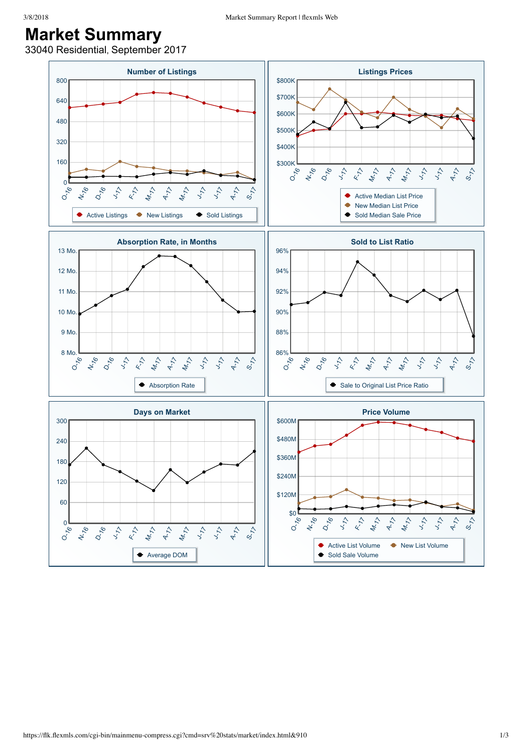# Market Summary

33040 Residential, September 2017

### Number of Listings

800, 640, 480, 320, 160, 0

O-16 N-16 D-16 J-17 F-17 M-17 A-17 M-17 J-17 J-17 A-17 S-17

Active Listings | New Listings | Sold Listings

### Listings Prices

$800K, $700K, $600K, $500K, $400K, $300K

O-16 N-16 D-16 J-17 F-17 M-17 A-17 M-17 J-17 J-17 A-17 S-17

Active Median List Price | New Median List Price | Sold Median Sale Price

### Absorption Rate, in Months

13 Mo., 12 Mo., 11 Mo., 10 Mo., 9 Mo., 8 Mo.

O-16 N-16 D-16 J-17 F-17 M-17 A-17 M-17 J-17 J-17 A-17 S-17

Absorption Rate

### Sold to List Ratio

96%, 94%, 92%, 90%, 88%, 86%

O-16 N-16 D-16 J-17 F-17 M-17 A-17 M-17 J-17 J-17 A-17 S-17

Sale to Original List Price Ratio

### Days on Market

300, 240, 180, 120, 60, 0

O-16 N-16 D-16 J-17 F-17 M-17 A-17 M-17 J-17 J-17 A-17 S-17

Average DOM

### Price Volume

$600M, $480M, $360M, $240M, $120M, $0

O-16 N-16 D-16 J-17 F-17 M-17 A-17 M-17 J-17 J-17 A-17 S-17

Active List Volume | New List Volume | Sold Sale Volume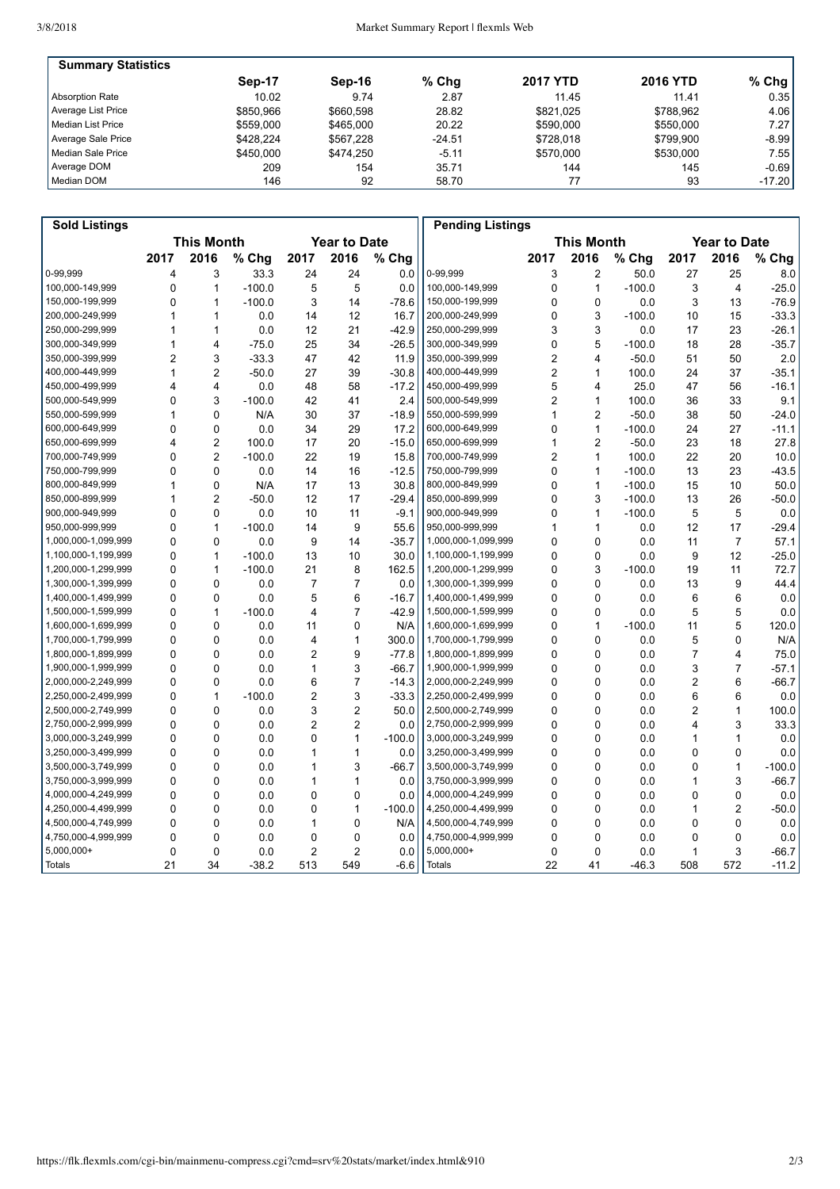## Summary Statistics

| | Sep-17 | Sep-16 | % Chg | 2017 YTD | 2016 YTD | % Chg |
|---|---|---|---|---|---|---|
| Absorption Rate | 10.02 | 9.74 | 2.87 | 11.45 | 11.41 | 0.35 |
| Average List Price | $850,966 | $660,598 | 28.82 | $821,025 | $788,962 | 4.06 |
| Median List Price | $559,000 | $465,000 | 20.22 | $590,000 | $550,000 | 7.27 |
| Average Sale Price | $428,224 | $567,228 | -24.51 | $728,018 | $799,900 | -8.99 |
| Median Sale Price | $450,000 | $474,250 | -5.11 | $570,000 | $530,000 | 7.55 |
| Average DOM | 209 | 154 | 35.71 | 144 | 145 | -0.69 |
| Median DOM | 146 | 92 | 58.70 | 77 | 93 | -17.20 |

## Sold Listings

| | This Month | | | Year to Date | | |
|---|---|---|---|---|---|---|
| | 2017 | 2016 | % Chg | 2017 | 2016 | % Chg |
| 0-99,999 | 4 | 3 | 33.3 | 24 | 24 | 0.0 |
| 100,000-149,999 | 0 | 1 | -100.0 | 5 | 5 | 0.0 |
| 150,000-199,999 | 0 | 1 | -100.0 | 3 | 14 | -78.6 |
| 200,000-249,999 | 1 | 1 | 0.0 | 14 | 12 | 16.7 |
| 250,000-299,999 | 1 | 1 | 0.0 | 12 | 21 | -42.9 |
| 300,000-349,999 | 1 | 4 | -75.0 | 25 | 34 | -26.5 |
| 350,000-399,999 | 2 | 3 | -33.3 | 47 | 42 | 11.9 |
| 400,000-449,999 | 1 | 2 | -50.0 | 27 | 39 | -30.8 |
| 450,000-499,999 | 4 | 4 | 0.0 | 48 | 58 | -17.2 |
| 500,000-549,999 | 0 | 3 | -100.0 | 42 | 41 | 2.4 |
| 550,000-599,999 | 1 | 0 | N/A | 30 | 37 | -18.9 |
| 600,000-649,999 | 0 | 0 | 0.0 | 34 | 29 | 17.2 |
| 650,000-699,999 | 4 | 2 | 100.0 | 17 | 20 | -15.0 |
| 700,000-749,999 | 0 | 2 | -100.0 | 22 | 19 | 15.8 |
| 750,000-799,999 | 0 | 0 | 0.0 | 14 | 16 | -12.5 |
| 800,000-849,999 | 1 | 0 | N/A | 17 | 13 | 30.8 |
| 850,000-899,999 | 1 | 2 | -50.0 | 12 | 17 | -29.4 |
| 900,000-949,999 | 0 | 0 | 0.0 | 10 | 11 | -9.1 |
| 950,000-999,999 | 0 | 1 | -100.0 | 14 | 9 | 55.6 |
| 1,000,000-1,099,999 | 0 | 0 | 0.0 | 9 | 14 | -35.7 |
| 1,100,000-1,199,999 | 0 | 1 | -100.0 | 13 | 10 | 30.0 |
| 1,200,000-1,299,999 | 0 | 1 | -100.0 | 21 | 8 | 162.5 |
| 1,300,000-1,399,999 | 0 | 0 | 0.0 | 7 | 7 | 0.0 |
| 1,400,000-1,499,999 | 0 | 0 | 0.0 | 5 | 6 | -16.7 |
| 1,500,000-1,599,999 | 0 | 1 | -100.0 | 4 | 7 | -42.9 |
| 1,600,000-1,699,999 | 0 | 0 | 0.0 | 11 | 0 | N/A |
| 1,700,000-1,799,999 | 0 | 0 | 0.0 | 4 | 1 | 300.0 |
| 1,800,000-1,899,999 | 0 | 0 | 0.0 | 2 | 9 | -77.8 |
| 1,900,000-1,999,999 | 0 | 0 | 0.0 | 1 | 3 | -66.7 |
| 2,000,000-2,249,999 | 0 | 0 | 0.0 | 6 | 7 | -14.3 |
| 2,250,000-2,499,999 | 0 | 1 | -100.0 | 2 | 3 | -33.3 |
| 2,500,000-2,749,999 | 0 | 0 | 0.0 | 3 | 2 | 50.0 |
| 2,750,000-2,999,999 | 0 | 0 | 0.0 | 2 | 2 | 0.0 |
| 3,000,000-3,249,999 | 0 | 0 | 0.0 | 0 | 1 | -100.0 |
| 3,250,000-3,499,999 | 0 | 0 | 0.0 | 1 | 1 | 0.0 |
| 3,500,000-3,749,999 | 0 | 0 | 0.0 | 1 | 3 | -66.7 |
| 3,750,000-3,999,999 | 0 | 0 | 0.0 | 1 | 1 | 0.0 |
| 4,000,000-4,249,999 | 0 | 0 | 0.0 | 0 | 0 | 0.0 |
| 4,250,000-4,499,999 | 0 | 0 | 0.0 | 0 | 1 | -100.0 |
| 4,500,000-4,749,999 | 0 | 0 | 0.0 | 1 | 0 | N/A |
| 4,750,000-4,999,999 | 0 | 0 | 0.0 | 0 | 0 | 0.0 |
| 5,000,000+ | 0 | 0 | 0.0 | 2 | 2 | 0.0 |
| Totals | 21 | 34 | -38.2 | 513 | 549 | -6.6 |

## Pending Listings

| | This Month | | | Year to Date | | |
|---|---|---|---|---|---|---|
| | 2017 | 2016 | % Chg | 2017 | 2016 | % Chg |
| 0-99,999 | 3 | 2 | 50.0 | 27 | 25 | 8.0 |
| 100,000-149,999 | 0 | 1 | -100.0 | 3 | 4 | -25.0 |
| 150,000-199,999 | 0 | 0 | 0.0 | 3 | 13 | -76.9 |
| 200,000-249,999 | 0 | 3 | -100.0 | 10 | 15 | -33.3 |
| 250,000-299,999 | 3 | 3 | 0.0 | 17 | 23 | -26.1 |
| 300,000-349,999 | 0 | 5 | -100.0 | 18 | 28 | -35.7 |
| 350,000-399,999 | 2 | 4 | -50.0 | 51 | 50 | 2.0 |
| 400,000-449,999 | 2 | 1 | 100.0 | 24 | 37 | -35.1 |
| 450,000-499,999 | 5 | 4 | 25.0 | 47 | 56 | -16.1 |
| 500,000-549,999 | 2 | 1 | 100.0 | 36 | 33 | 9.1 |
| 550,000-599,999 | 1 | 2 | -50.0 | 38 | 50 | -24.0 |
| 600,000-649,999 | 0 | 1 | -100.0 | 24 | 27 | -11.1 |
| 650,000-699,999 | 1 | 2 | -50.0 | 23 | 18 | 27.8 |
| 700,000-749,999 | 2 | 1 | 100.0 | 22 | 20 | 10.0 |
| 750,000-799,999 | 0 | 1 | -100.0 | 13 | 23 | -43.5 |
| 800,000-849,999 | 0 | 1 | -100.0 | 15 | 10 | 50.0 |
| 850,000-899,999 | 0 | 3 | -100.0 | 13 | 26 | -50.0 |
| 900,000-949,999 | 0 | 1 | -100.0 | 5 | 5 | 0.0 |
| 950,000-999,999 | 1 | 1 | 0.0 | 12 | 17 | -29.4 |
| 1,000,000-1,099,999 | 0 | 0 | 0.0 | 11 | 7 | 57.1 |
| 1,100,000-1,199,999 | 0 | 0 | 0.0 | 9 | 12 | -25.0 |
| 1,200,000-1,299,999 | 0 | 3 | -100.0 | 19 | 11 | 72.7 |
| 1,300,000-1,399,999 | 0 | 0 | 0.0 | 13 | 9 | 44.4 |
| 1,400,000-1,499,999 | 0 | 0 | 0.0 | 6 | 6 | 0.0 |
| 1,500,000-1,599,999 | 0 | 0 | 0.0 | 5 | 5 | 0.0 |
| 1,600,000-1,699,999 | 0 | 1 | -100.0 | 11 | 5 | 120.0 |
| 1,700,000-1,799,999 | 0 | 0 | 0.0 | 5 | 0 | N/A |
| 1,800,000-1,899,999 | 0 | 0 | 0.0 | 7 | 4 | 75.0 |
| 1,900,000-1,999,999 | 0 | 0 | 0.0 | 3 | 7 | -57.1 |
| 2,000,000-2,249,999 | 0 | 0 | 0.0 | 2 | 6 | -66.7 |
| 2,250,000-2,499,999 | 0 | 0 | 0.0 | 6 | 6 | 0.0 |
| 2,500,000-2,749,999 | 0 | 0 | 0.0 | 2 | 1 | 100.0 |
| 2,750,000-2,999,999 | 0 | 0 | 0.0 | 4 | 3 | 33.3 |
| 3,000,000-3,249,999 | 0 | 0 | 0.0 | 1 | 1 | 0.0 |
| 3,250,000-3,499,999 | 0 | 0 | 0.0 | 0 | 0 | 0.0 |
| 3,500,000-3,749,999 | 0 | 0 | 0.0 | 0 | 1 | -100.0 |
| 3,750,000-3,999,999 | 0 | 0 | 0.0 | 1 | 3 | -66.7 |
| 4,000,000-4,249,999 | 0 | 0 | 0.0 | 0 | 0 | 0.0 |
| 4,250,000-4,499,999 | 0 | 0 | 0.0 | 1 | 2 | -50.0 |
| 4,500,000-4,749,999 | 0 | 0 | 0.0 | 0 | 0 | 0.0 |
| 4,750,000-4,999,999 | 0 | 0 | 0.0 | 0 | 0 | 0.0 |
| 5,000,000+ | 0 | 0 | 0.0 | 1 | 3 | -66.7 |
| Totals | 22 | 41 | -46.3 | 508 | 572 | -11.2 |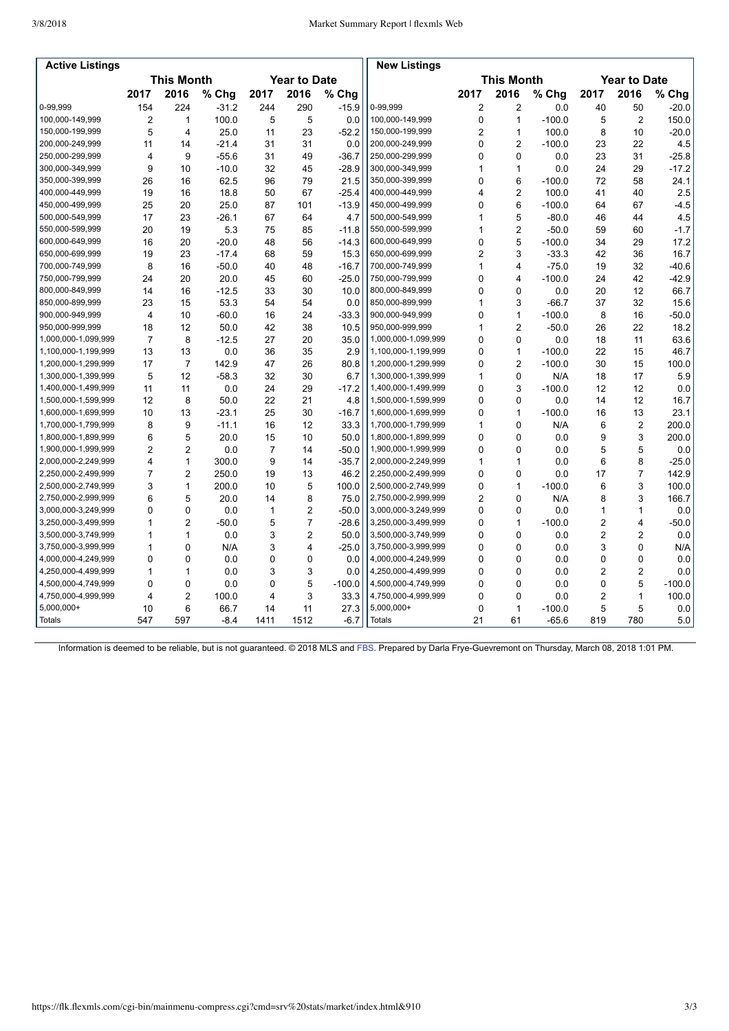| Active Listings | This Month | | | Year to Date | | |
|---|---|---|---|---|---|---|
| | 2017 | 2016 | % Chg | 2017 | 2016 | % Chg |
| 0-99,999 | 154 | 224 | -31.2 | 244 | 290 | -15.9 |
| 100,000-149,999 | 2 | 1 | 100.0 | 5 | 5 | 0.0 |
| 150,000-199,999 | 5 | 4 | 25.0 | 11 | 23 | -52.2 |
| 200,000-249,999 | 11 | 14 | -21.4 | 31 | 31 | 0.0 |
| 250,000-299,999 | 4 | 9 | -55.6 | 31 | 49 | -36.7 |
| 300,000-349,999 | 9 | 10 | -10.0 | 32 | 45 | -28.9 |
| 350,000-399,999 | 26 | 16 | 62.5 | 96 | 79 | 21.5 |
| 400,000-449,999 | 19 | 16 | 18.8 | 50 | 67 | -25.4 |
| 450,000-499,999 | 25 | 20 | 25.0 | 87 | 101 | -13.9 |
| 500,000-549,999 | 17 | 23 | -26.1 | 67 | 64 | 4.7 |
| 550,000-599,999 | 20 | 19 | 5.3 | 75 | 85 | -11.8 |
| 600,000-649,999 | 16 | 20 | -20.0 | 48 | 56 | -14.3 |
| 650,000-699,999 | 19 | 23 | -17.4 | 68 | 59 | 15.3 |
| 700,000-749,999 | 8 | 16 | -50.0 | 40 | 48 | -16.7 |
| 750,000-799,999 | 24 | 20 | 20.0 | 45 | 60 | -25.0 |
| 800,000-849,999 | 14 | 16 | -12.5 | 33 | 30 | 10.0 |
| 850,000-899,999 | 23 | 15 | 53.3 | 54 | 54 | 0.0 |
| 900,000-949,999 | 4 | 10 | -60.0 | 16 | 24 | -33.3 |
| 950,000-999,999 | 18 | 12 | 50.0 | 42 | 38 | 10.5 |
| 1,000,000-1,099,999 | 7 | 8 | -12.5 | 27 | 20 | 35.0 |
| 1,100,000-1,199,999 | 13 | 13 | 0.0 | 36 | 35 | 2.9 |
| 1,200,000-1,299,999 | 17 | 7 | 142.9 | 47 | 26 | 80.8 |
| 1,300,000-1,399,999 | 5 | 12 | -58.3 | 32 | 30 | 6.7 |
| 1,400,000-1,499,999 | 11 | 11 | 0.0 | 24 | 29 | -17.2 |
| 1,500,000-1,599,999 | 12 | 8 | 50.0 | 22 | 21 | 4.8 |
| 1,600,000-1,699,999 | 10 | 13 | -23.1 | 25 | 30 | -16.7 |
| 1,700,000-1,799,999 | 8 | 9 | -11.1 | 16 | 12 | 33.3 |
| 1,800,000-1,899,999 | 6 | 5 | 20.0 | 15 | 10 | 50.0 |
| 1,900,000-1,999,999 | 2 | 2 | 0.0 | 7 | 14 | -50.0 |
| 2,000,000-2,249,999 | 4 | 1 | 300.0 | 9 | 14 | -35.7 |
| 2,250,000-2,499,999 | 7 | 2 | 250.0 | 19 | 13 | 46.2 |
| 2,500,000-2,749,999 | 3 | 1 | 200.0 | 10 | 5 | 100.0 |
| 2,750,000-2,999,999 | 6 | 5 | 20.0 | 14 | 8 | 75.0 |
| 3,000,000-3,249,999 | 0 | 0 | 0.0 | 1 | 2 | -50.0 |
| 3,250,000-3,499,999 | 1 | 2 | -50.0 | 5 | 7 | -28.6 |
| 3,500,000-3,749,999 | 1 | 1 | 0.0 | 3 | 2 | 50.0 |
| 3,750,000-3,999,999 | 1 | 0 | N/A | 3 | 4 | -25.0 |
| 4,000,000-4,249,999 | 0 | 0 | 0.0 | 0 | 0 | 0.0 |
| 4,250,000-4,499,999 | 1 | 1 | 0.0 | 3 | 3 | 0.0 |
| 4,500,000-4,749,999 | 0 | 0 | 0.0 | 0 | 5 | -100.0 |
| 4,750,000-4,999,999 | 4 | 2 | 100.0 | 4 | 3 | 33.3 |
| 5,000,000+ | 10 | 6 | 66.7 | 14 | 11 | 27.3 |
| Totals | 547 | 597 | -8.4 | 1411 | 1512 | -6.7 |

| New Listings | This Month | | | Year to Date | | |
|---|---|---|---|---|---|---|
| | 2017 | 2016 | % Chg | 2017 | 2016 | % Chg |
| 0-99,999 | 2 | 2 | 0.0 | 40 | 50 | -20.0 |
| 100,000-149,999 | 0 | 1 | -100.0 | 5 | 2 | 150.0 |
| 150,000-199,999 | 2 | 1 | 100.0 | 8 | 10 | -20.0 |
| 200,000-249,999 | 0 | 2 | -100.0 | 23 | 22 | 4.5 |
| 250,000-299,999 | 0 | 0 | 0.0 | 23 | 31 | -25.8 |
| 300,000-349,999 | 1 | 1 | 0.0 | 24 | 29 | -17.2 |
| 350,000-399,999 | 0 | 6 | -100.0 | 72 | 58 | 24.1 |
| 400,000-449,999 | 4 | 2 | 100.0 | 41 | 40 | 2.5 |
| 450,000-499,999 | 0 | 6 | -100.0 | 64 | 67 | -4.5 |
| 500,000-549,999 | 1 | 5 | -80.0 | 46 | 44 | 4.5 |
| 550,000-599,999 | 1 | 2 | -50.0 | 59 | 60 | -1.7 |
| 600,000-649,999 | 0 | 5 | -100.0 | 34 | 29 | 17.2 |
| 650,000-699,999 | 2 | 3 | -33.3 | 42 | 36 | 16.7 |
| 700,000-749,999 | 1 | 4 | -75.0 | 19 | 32 | -40.6 |
| 750,000-799,999 | 0 | 4 | -100.0 | 24 | 42 | -42.9 |
| 800,000-849,999 | 0 | 0 | 0.0 | 20 | 12 | 66.7 |
| 850,000-899,999 | 1 | 3 | -66.7 | 37 | 32 | 15.6 |
| 900,000-949,999 | 0 | 1 | -100.0 | 8 | 16 | -50.0 |
| 950,000-999,999 | 1 | 2 | -50.0 | 26 | 22 | 18.2 |
| 1,000,000-1,099,999 | 0 | 0 | 0.0 | 18 | 11 | 63.6 |
| 1,100,000-1,199,999 | 0 | 1 | -100.0 | 22 | 15 | 46.7 |
| 1,200,000-1,299,999 | 0 | 2 | -100.0 | 30 | 15 | 100.0 |
| 1,300,000-1,399,999 | 1 | 0 | N/A | 18 | 17 | 5.9 |
| 1,400,000-1,499,999 | 0 | 3 | -100.0 | 12 | 12 | 0.0 |
| 1,500,000-1,599,999 | 0 | 0 | 0.0 | 14 | 12 | 16.7 |
| 1,600,000-1,699,999 | 0 | 1 | -100.0 | 16 | 13 | 23.1 |
| 1,700,000-1,799,999 | 1 | 0 | N/A | 6 | 2 | 200.0 |
| 1,800,000-1,899,999 | 0 | 0 | 0.0 | 9 | 3 | 200.0 |
| 1,900,000-1,999,999 | 0 | 0 | 0.0 | 5 | 5 | 0.0 |
| 2,000,000-2,249,999 | 1 | 1 | 0.0 | 6 | 8 | -25.0 |
| 2,250,000-2,499,999 | 0 | 0 | 0.0 | 17 | 7 | 142.9 |
| 2,500,000-2,749,999 | 0 | 1 | -100.0 | 6 | 3 | 100.0 |
| 2,750,000-2,999,999 | 2 | 0 | N/A | 8 | 3 | 166.7 |
| 3,000,000-3,249,999 | 0 | 0 | 0.0 | 1 | 1 | 0.0 |
| 3,250,000-3,499,999 | 0 | 1 | -100.0 | 2 | 4 | -50.0 |
| 3,500,000-3,749,999 | 0 | 0 | 0.0 | 2 | 2 | 0.0 |
| 3,750,000-3,999,999 | 0 | 0 | 0.0 | 3 | 0 | N/A |
| 4,000,000-4,249,999 | 0 | 0 | 0.0 | 0 | 0 | 0.0 |
| 4,250,000-4,499,999 | 0 | 0 | 0.0 | 2 | 2 | 0.0 |
| 4,500,000-4,749,999 | 0 | 0 | 0.0 | 0 | 5 | -100.0 |
| 4,750,000-4,999,999 | 0 | 0 | 0.0 | 2 | 1 | 100.0 |
| 5,000,000+ | 0 | 1 | -100.0 | 5 | 5 | 0.0 |
| Totals | 21 | 61 | -65.6 | 819 | 780 | 5.0 |

Information is deemed to be reliable, but is not guaranteed. © 2018 MLS and FBS. Prepared by Darla Frye-Guevremont on Thursday, March 08, 2018 1:01 PM.